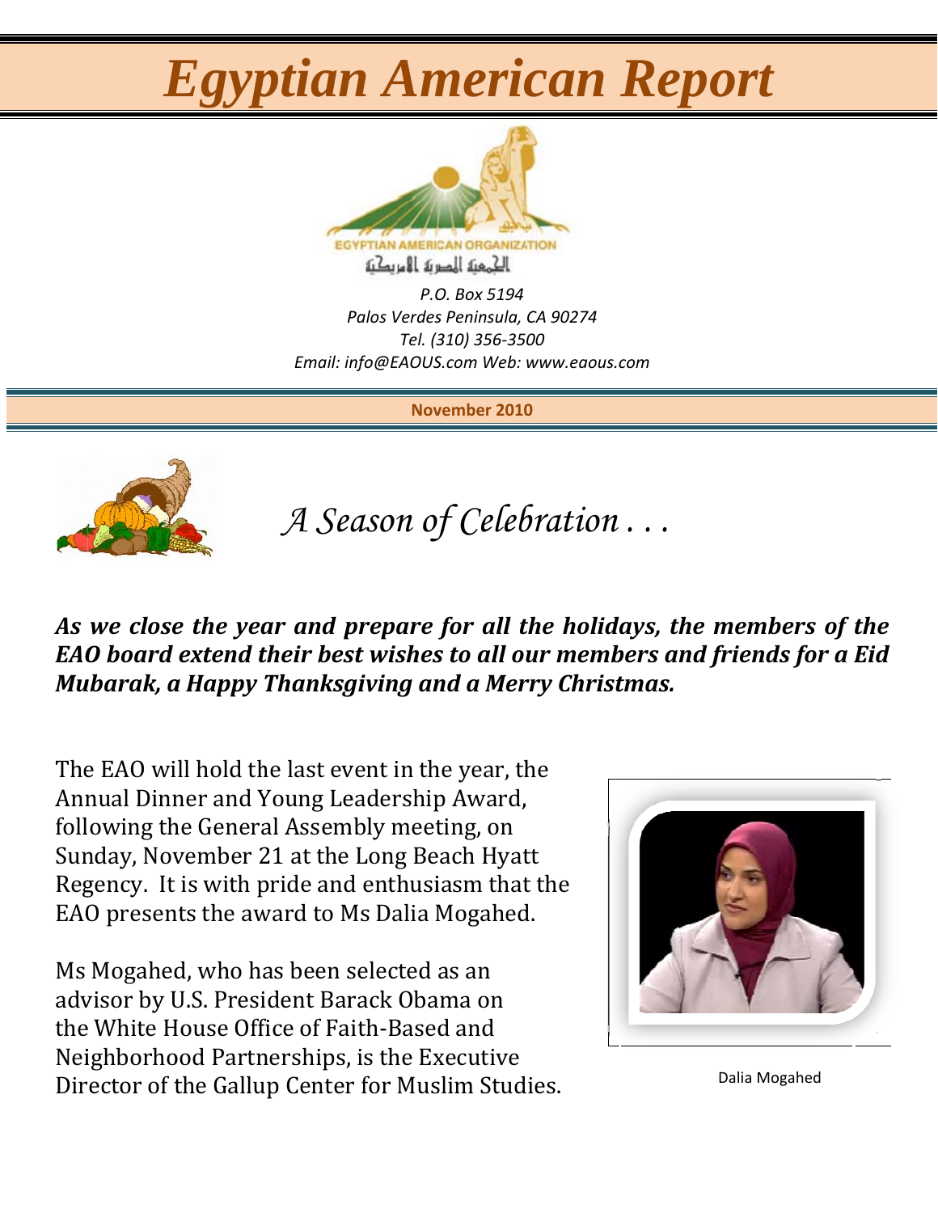# *Egyptian American Report*

EGYPTIAN AMERICAN ORGANIZATION

الجمعية المصرية الأمريكية

*P.O. Box 5194*
*Palos Verdes Peninsula, CA 90274*
*Tel. (310) 356-3500*
*Email: info@EAOUS.com Web: www.eaous.com*

**November 2010**

## *A Season of Celebration . . .*

***As we close the year and prepare for all the holidays, the members of the EAO board extend their best wishes to all our members and friends for a Eid Mubarak, a Happy Thanksgiving and a Merry Christmas.***

The EAO will hold the last event in the year, the Annual Dinner and Young Leadership Award, following the General Assembly meeting, on Sunday, November 21 at the Long Beach Hyatt Regency. It is with pride and enthusiasm that the EAO presents the award to Ms Dalia Mogahed.

Ms Mogahed, who has been selected as an advisor by U.S. President Barack Obama on the White House Office of Faith-Based and Neighborhood Partnerships, is the Executive Director of the Gallup Center for Muslim Studies.

Dalia Mogahed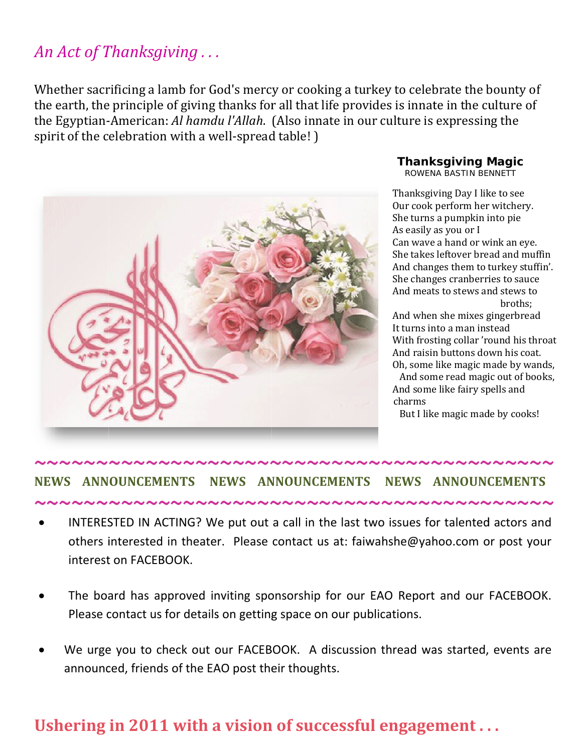*An Act of Thanksgiving . . .*

Whether sacrificing a lamb for God's mercy or cooking a turkey to celebrate the bounty of the earth, the principle of giving thanks for all that life provides is innate in the culture of the Egyptian-American: *Al hamdu l'Allah*. (Also innate in our culture is expressing the spirit of the celebration with a well-spread table! )

**Thanksgiving Magic**
ROWENA BASTIN BENNETT

Thanksgiving Day I like to see
Our cook perform her witchery.
She turns a pumpkin into pie
As easily as you or I
Can wave a hand or wink an eye.
She takes leftover bread and muffin
And changes them to turkey stuffin'.
She changes cranberries to sauce
And meats to stews and stews to broths;
And when she mixes gingerbread
It turns into a man instead
With frosting collar 'round his throat
And raisin buttons down his coat.
Oh, some like magic made by wands,
And some read magic out of books,
And some like fairy spells and charms
But I like magic made by cooks!

~~~~~~~~~~~~~~~~~~~~~~~~~~~~~~~~~~~~~~~~~~~~

**NEWS ANNOUNCEMENTS NEWS ANNOUNCEMENTS NEWS ANNOUNCEMENTS**

~~~~~~~~~~~~~~~~~~~~~~~~~~~~~~~~~~~~~~~~~~~~

- INTERESTED IN ACTING? We put out a call in the last two issues for talented actors and others interested in theater. Please contact us at: faiwahshe@yahoo.com or post your interest on FACEBOOK.

- The board has approved inviting sponsorship for our EAO Report and our FACEBOOK. Please contact us for details on getting space on our publications.

- We urge you to check out our FACEBOOK. A discussion thread was started, events are announced, friends of the EAO post their thoughts.

## Ushering in 2011 with a vision of successful engagement . . .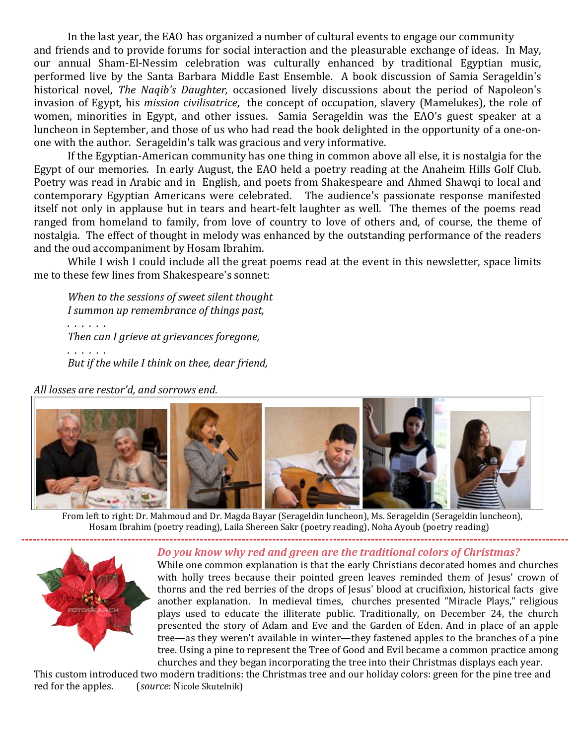In the last year, the EAO has organized a number of cultural events to engage our community and friends and to provide forums for social interaction and the pleasurable exchange of ideas. In May, our annual Sham-El-Nessim celebration was culturally enhanced by traditional Egyptian music, performed live by the Santa Barbara Middle East Ensemble. A book discussion of Samia Serageldin's historical novel, *The Naqib's Daughter,* occasioned lively discussions about the period of Napoleon's invasion of Egypt, his *mission civilisatrice*, the concept of occupation, slavery (Mamelukes), the role of women, minorities in Egypt, and other issues. Samia Serageldin was the EAO's guest speaker at a luncheon in September, and those of us who had read the book delighted in the opportunity of a one-on-one with the author. Serageldin's talk was gracious and very informative.

If the Egyptian-American community has one thing in common above all else, it is nostalgia for the Egypt of our memories. In early August, the EAO held a poetry reading at the Anaheim Hills Golf Club. Poetry was read in Arabic and in English, and poets from Shakespeare and Ahmed Shawqi to local and contemporary Egyptian Americans were celebrated. The audience's passionate response manifested itself not only in applause but in tears and heart-felt laughter as well. The themes of the poems read ranged from homeland to family, from love of country to love of others and, of course, the theme of nostalgia. The effect of thought in melody was enhanced by the outstanding performance of the readers and the oud accompaniment by Hosam Ibrahim.

While I wish I could include all the great poems read at the event in this newsletter, space limits me to these few lines from Shakespeare's sonnet:

*When to the sessions of sweet silent thought*
*I summon up remembrance of things past,*
*. . . . . .*
*Then can I grieve at grievances foregone,*
*. . . . . .*
*But if the while I think on thee, dear friend,*

*All losses are restor'd, and sorrows end.*

From left to right: Dr. Mahmoud and Dr. Magda Bayar (Serageldin luncheon), Ms. Serageldin (Serageldin luncheon), Hosam Ibrahim (poetry reading), Laila Shereen Sakr (poetry reading), Noha Ayoub (poetry reading)

---

### *Do you know why red and green are the traditional colors of Christmas?*

While one common explanation is that the early Christians decorated homes and churches with holly trees because their pointed green leaves reminded them of Jesus' crown of thorns and the red berries of the drops of Jesus' blood at crucifixion, historical facts give another explanation. In medieval times, churches presented "Miracle Plays," religious plays used to educate the illiterate public. Traditionally, on December 24, the church presented the story of Adam and Eve and the Garden of Eden. And in place of an apple tree—as they weren't available in winter—they fastened apples to the branches of a pine tree. Using a pine to represent the Tree of Good and Evil became a common practice among churches and they began incorporating the tree into their Christmas displays each year. This custom introduced two modern traditions: the Christmas tree and our holiday colors: green for the pine tree and red for the apples. (*source*: Nicole Skutelnik)